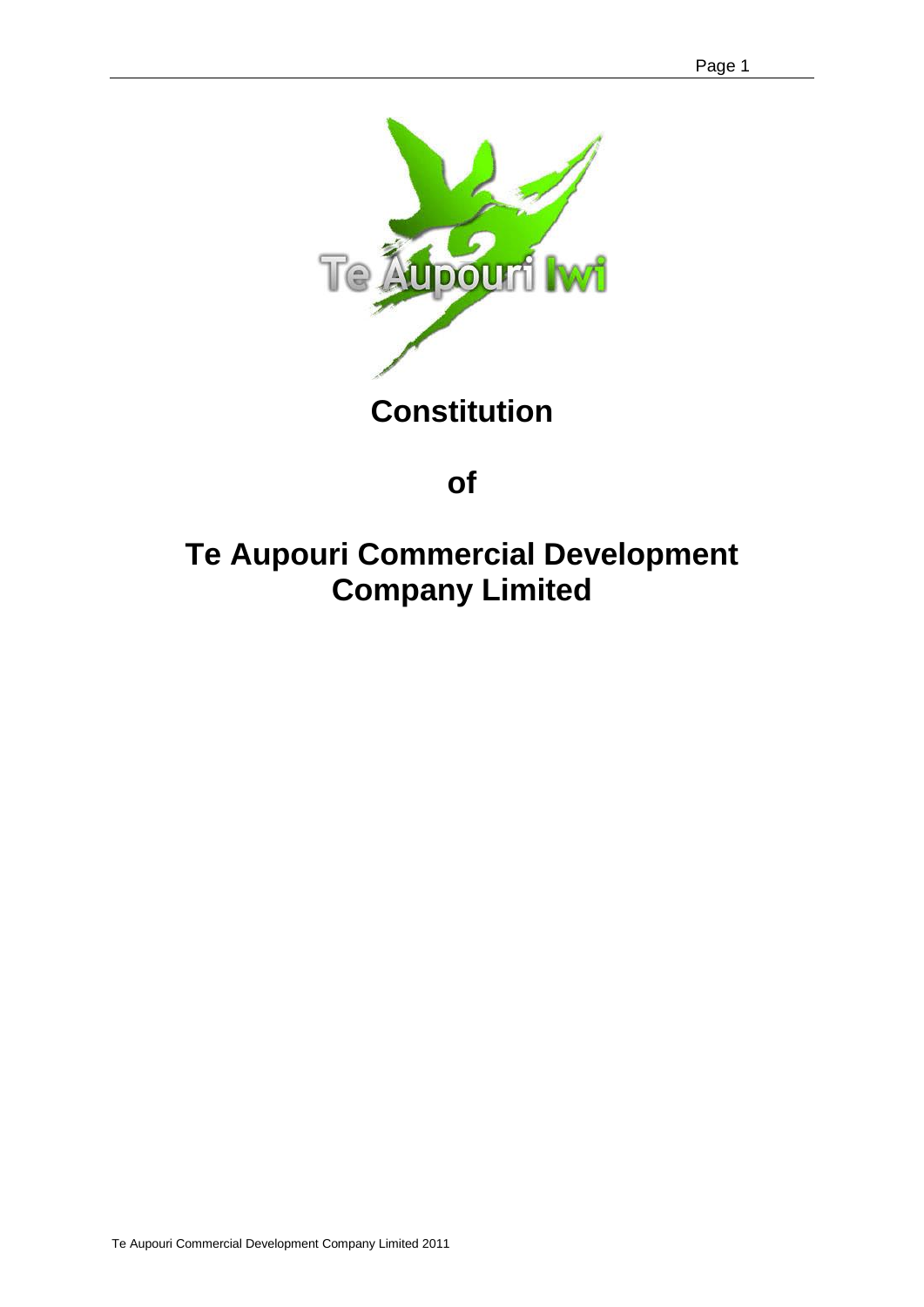# Constitution

# of

# Te Aupouri Commercial Development Company Limited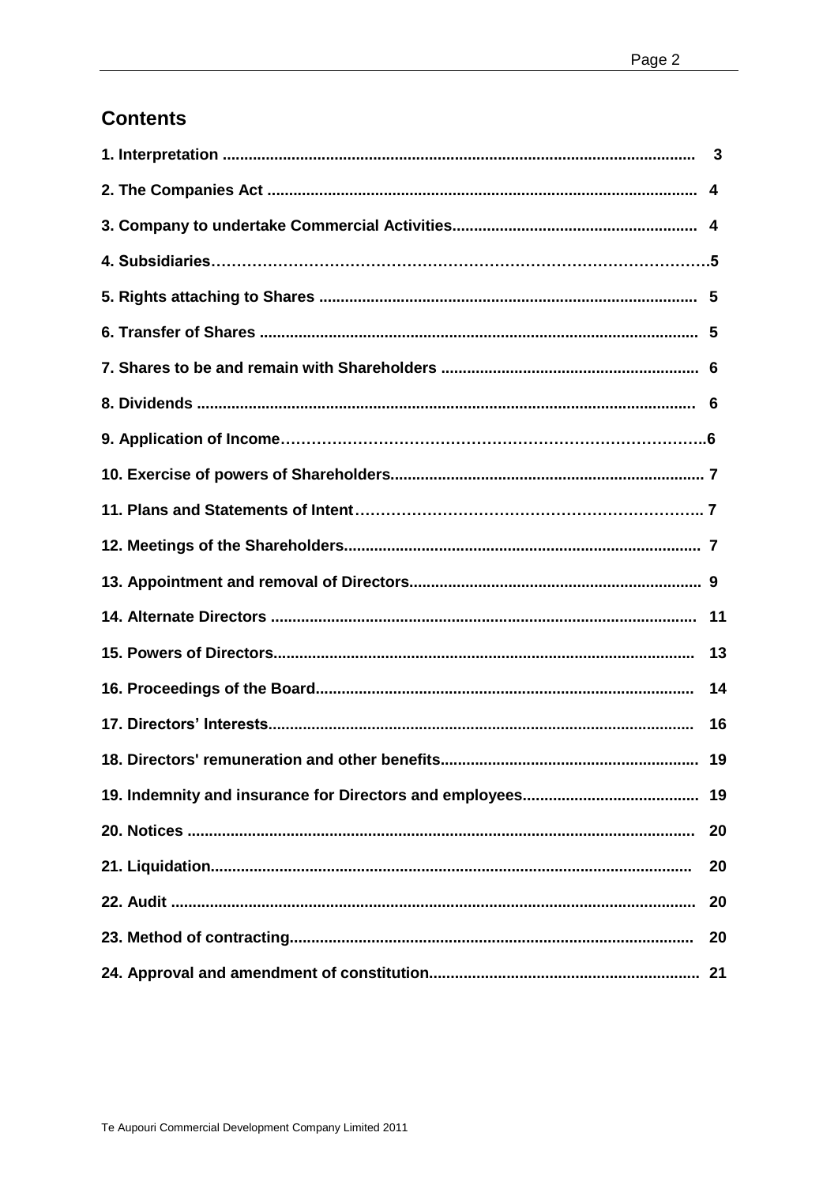## Contents

| | |
|---|---|
| **1. Interpretation** | **3** |
| **2. The Companies Act** | **4** |
| **3. Company to undertake Commercial Activities** | **4** |
| **4. Subsidiaries** | **5** |
| **5. Rights attaching to Shares** | **5** |
| **6. Transfer of Shares** | **5** |
| **7. Shares to be and remain with Shareholders** | **6** |
| **8. Dividends** | **6** |
| **9. Application of Income** | **6** |
| **10. Exercise of powers of Shareholders** | **7** |
| **11. Plans and Statements of Intent** | **7** |
| **12. Meetings of the Shareholders** | **7** |
| **13. Appointment and removal of Directors** | **9** |
| **14. Alternate Directors** | **11** |
| **15. Powers of Directors** | **13** |
| **16. Proceedings of the Board** | **14** |
| **17. Directors' Interests** | **16** |
| **18. Directors' remuneration and other benefits** | **19** |
| **19. Indemnity and insurance for Directors and employees** | **19** |
| **20. Notices** | **20** |
| **21. Liquidation** | **20** |
| **22. Audit** | **20** |
| **23. Method of contracting** | **20** |
| **24. Approval and amendment of constitution** | **21** |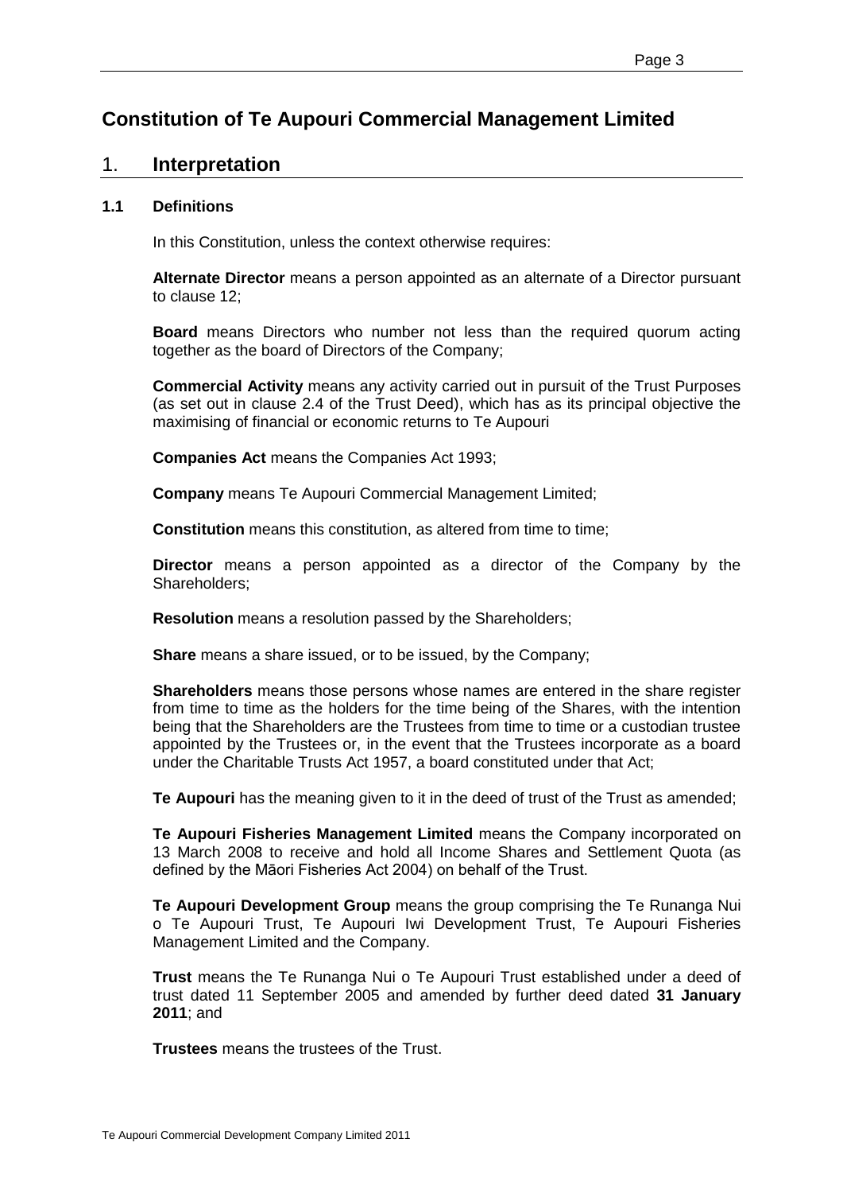# Constitution of Te Aupouri Commercial Management Limited

## 1. Interpretation

### 1.1 Definitions

In this Constitution, unless the context otherwise requires:

**Alternate Director** means a person appointed as an alternate of a Director pursuant to clause 12;

**Board** means Directors who number not less than the required quorum acting together as the board of Directors of the Company;

**Commercial Activity** means any activity carried out in pursuit of the Trust Purposes (as set out in clause 2.4 of the Trust Deed), which has as its principal objective the maximising of financial or economic returns to Te Aupouri

**Companies Act** means the Companies Act 1993;

**Company** means Te Aupouri Commercial Management Limited;

**Constitution** means this constitution, as altered from time to time;

**Director** means a person appointed as a director of the Company by the Shareholders;

**Resolution** means a resolution passed by the Shareholders;

**Share** means a share issued, or to be issued, by the Company;

**Shareholders** means those persons whose names are entered in the share register from time to time as the holders for the time being of the Shares, with the intention being that the Shareholders are the Trustees from time to time or a custodian trustee appointed by the Trustees or, in the event that the Trustees incorporate as a board under the Charitable Trusts Act 1957, a board constituted under that Act;

**Te Aupouri** has the meaning given to it in the deed of trust of the Trust as amended;

**Te Aupouri Fisheries Management Limited** means the Company incorporated on 13 March 2008 to receive and hold all Income Shares and Settlement Quota (as defined by the Māori Fisheries Act 2004) on behalf of the Trust.

**Te Aupouri Development Group** means the group comprising the Te Runanga Nui o Te Aupouri Trust, Te Aupouri Iwi Development Trust, Te Aupouri Fisheries Management Limited and the Company.

**Trust** means the Te Runanga Nui o Te Aupouri Trust established under a deed of trust dated 11 September 2005 and amended by further deed dated **31 January 2011**; and

**Trustees** means the trustees of the Trust.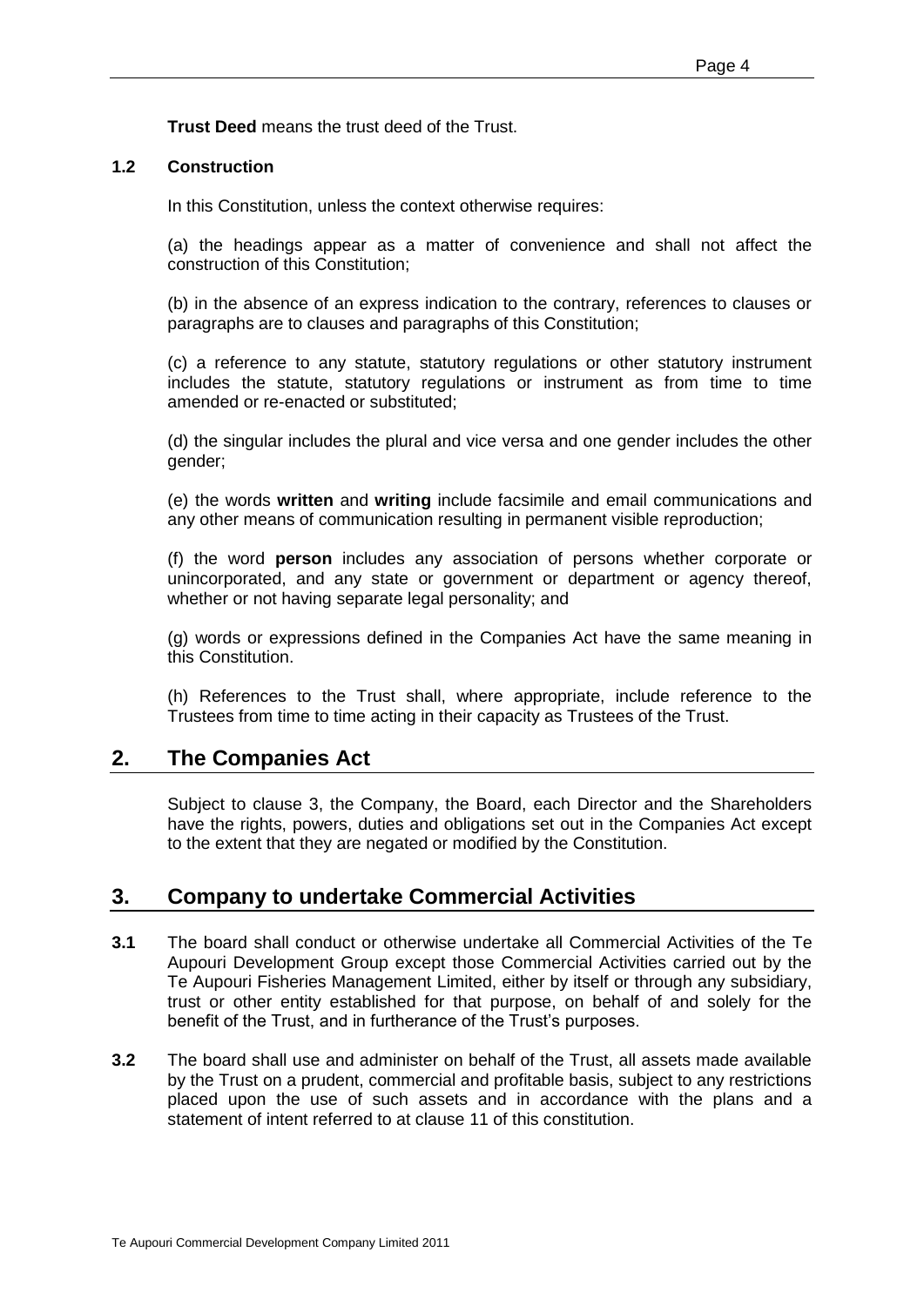**Trust Deed** means the trust deed of the Trust.

### 1.2 Construction

In this Constitution, unless the context otherwise requires:

(a) the headings appear as a matter of convenience and shall not affect the construction of this Constitution;

(b) in the absence of an express indication to the contrary, references to clauses or paragraphs are to clauses and paragraphs of this Constitution;

(c) a reference to any statute, statutory regulations or other statutory instrument includes the statute, statutory regulations or instrument as from time to time amended or re-enacted or substituted;

(d) the singular includes the plural and vice versa and one gender includes the other gender;

(e) the words **written** and **writing** include facsimile and email communications and any other means of communication resulting in permanent visible reproduction;

(f) the word **person** includes any association of persons whether corporate or unincorporated, and any state or government or department or agency thereof, whether or not having separate legal personality; and

(g) words or expressions defined in the Companies Act have the same meaning in this Constitution.

(h) References to the Trust shall, where appropriate, include reference to the Trustees from time to time acting in their capacity as Trustees of the Trust.

## 2. The Companies Act

Subject to clause 3, the Company, the Board, each Director and the Shareholders have the rights, powers, duties and obligations set out in the Companies Act except to the extent that they are negated or modified by the Constitution.

## 3. Company to undertake Commercial Activities

**3.1** The board shall conduct or otherwise undertake all Commercial Activities of the Te Aupouri Development Group except those Commercial Activities carried out by the Te Aupouri Fisheries Management Limited, either by itself or through any subsidiary, trust or other entity established for that purpose, on behalf of and solely for the benefit of the Trust, and in furtherance of the Trust's purposes.

**3.2** The board shall use and administer on behalf of the Trust, all assets made available by the Trust on a prudent, commercial and profitable basis, subject to any restrictions placed upon the use of such assets and in accordance with the plans and a statement of intent referred to at clause 11 of this constitution.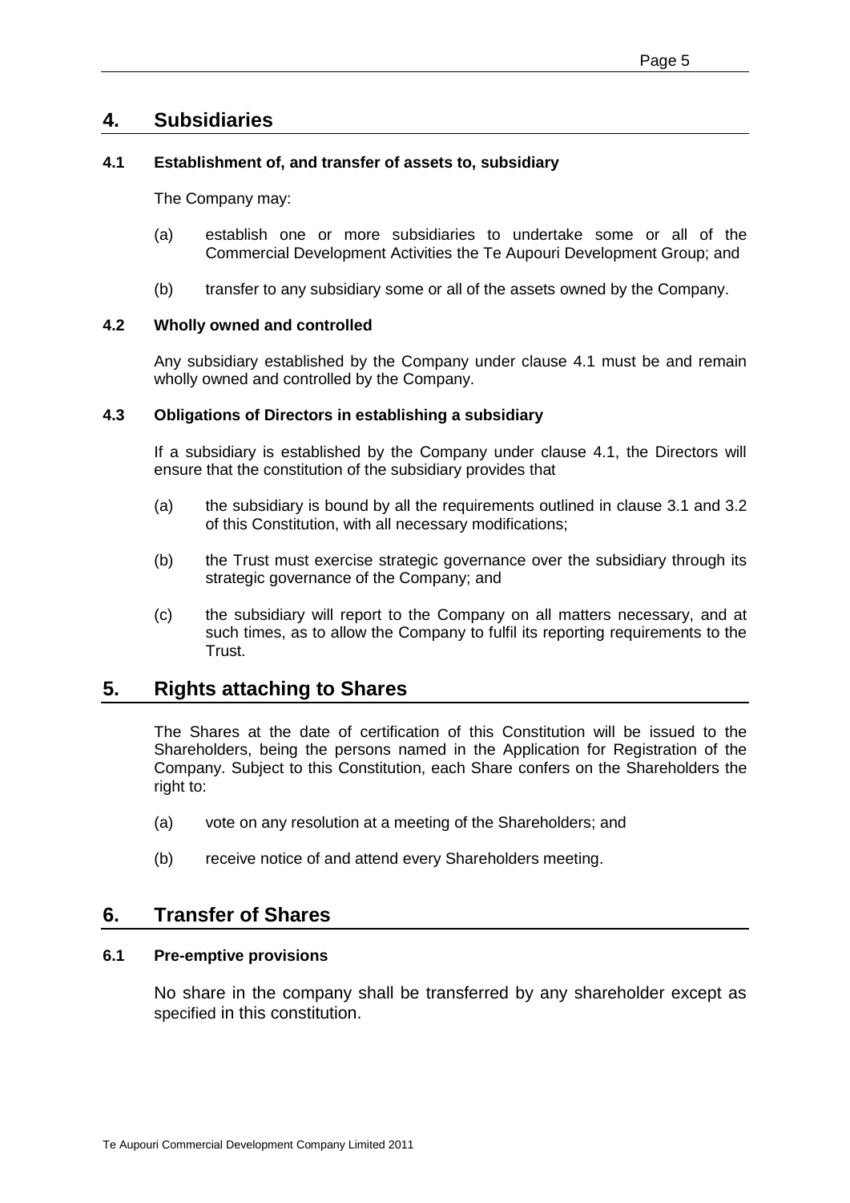## 4. Subsidiaries

### 4.1 Establishment of, and transfer of assets to, subsidiary

The Company may:

(a) establish one or more subsidiaries to undertake some or all of the Commercial Development Activities the Te Aupouri Development Group; and

(b) transfer to any subsidiary some or all of the assets owned by the Company.

### 4.2 Wholly owned and controlled

Any subsidiary established by the Company under clause 4.1 must be and remain wholly owned and controlled by the Company.

### 4.3 Obligations of Directors in establishing a subsidiary

If a subsidiary is established by the Company under clause 4.1, the Directors will ensure that the constitution of the subsidiary provides that

(a) the subsidiary is bound by all the requirements outlined in clause 3.1 and 3.2 of this Constitution, with all necessary modifications;

(b) the Trust must exercise strategic governance over the subsidiary through its strategic governance of the Company; and

(c) the subsidiary will report to the Company on all matters necessary, and at such times, as to allow the Company to fulfil its reporting requirements to the Trust.

## 5. Rights attaching to Shares

The Shares at the date of certification of this Constitution will be issued to the Shareholders, being the persons named in the Application for Registration of the Company. Subject to this Constitution, each Share confers on the Shareholders the right to:

(a) vote on any resolution at a meeting of the Shareholders; and

(b) receive notice of and attend every Shareholders meeting.

## 6. Transfer of Shares

### 6.1 Pre-emptive provisions

No share in the company shall be transferred by any shareholder except as specified in this constitution.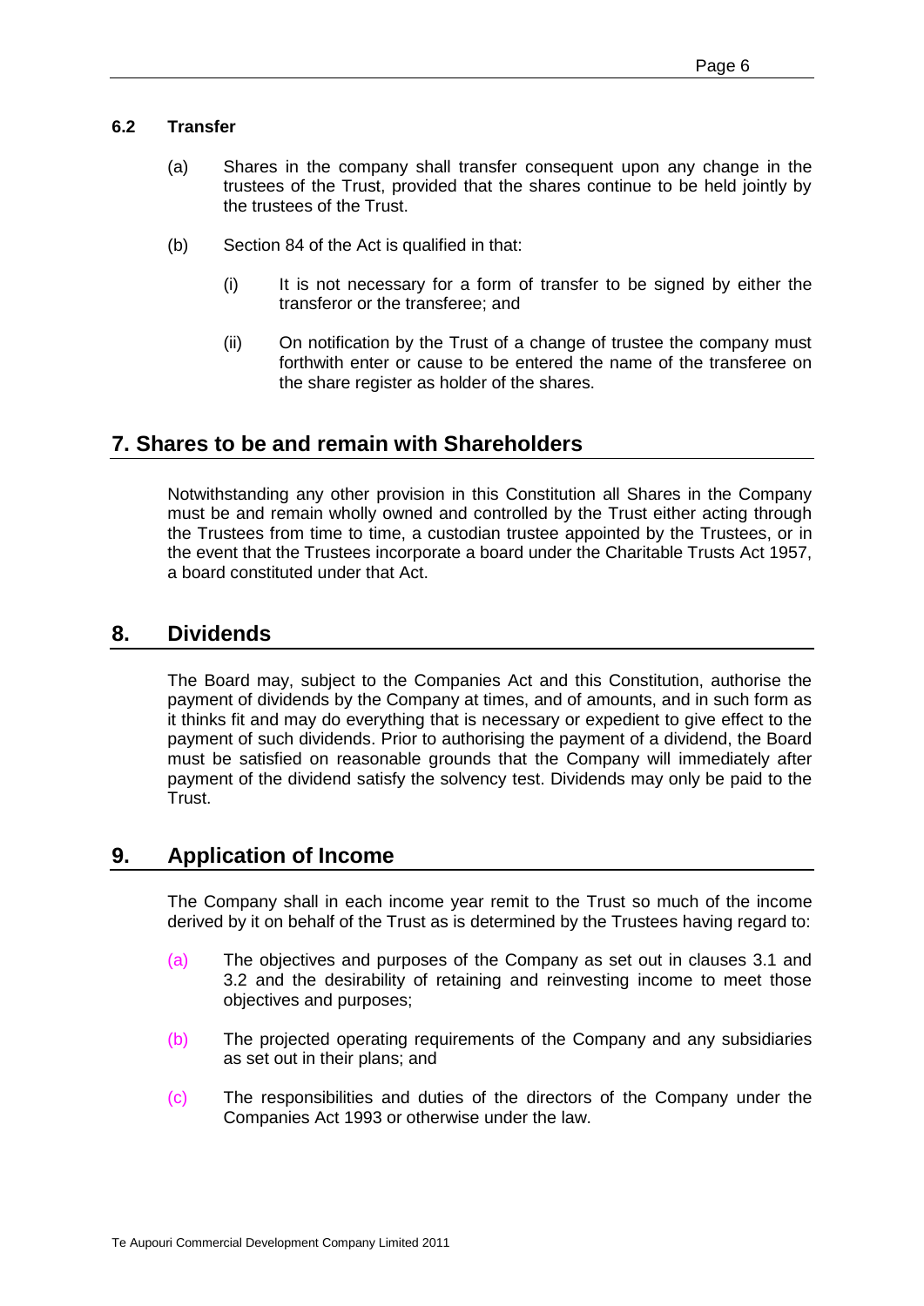### 6.2 Transfer

(a) Shares in the company shall transfer consequent upon any change in the trustees of the Trust, provided that the shares continue to be held jointly by the trustees of the Trust.

(b) Section 84 of the Act is qualified in that:

  (i) It is not necessary for a form of transfer to be signed by either the transferor or the transferee; and

  (ii) On notification by the Trust of a change of trustee the company must forthwith enter or cause to be entered the name of the transferee on the share register as holder of the shares.

## 7. Shares to be and remain with Shareholders

Notwithstanding any other provision in this Constitution all Shares in the Company must be and remain wholly owned and controlled by the Trust either acting through the Trustees from time to time, a custodian trustee appointed by the Trustees, or in the event that the Trustees incorporate a board under the Charitable Trusts Act 1957, a board constituted under that Act.

## 8. Dividends

The Board may, subject to the Companies Act and this Constitution, authorise the payment of dividends by the Company at times, and of amounts, and in such form as it thinks fit and may do everything that is necessary or expedient to give effect to the payment of such dividends. Prior to authorising the payment of a dividend, the Board must be satisfied on reasonable grounds that the Company will immediately after payment of the dividend satisfy the solvency test. Dividends may only be paid to the Trust.

## 9. Application of Income

The Company shall in each income year remit to the Trust so much of the income derived by it on behalf of the Trust as is determined by the Trustees having regard to:

(a) The objectives and purposes of the Company as set out in clauses 3.1 and 3.2 and the desirability of retaining and reinvesting income to meet those objectives and purposes;

(b) The projected operating requirements of the Company and any subsidiaries as set out in their plans; and

(c) The responsibilities and duties of the directors of the Company under the Companies Act 1993 or otherwise under the law.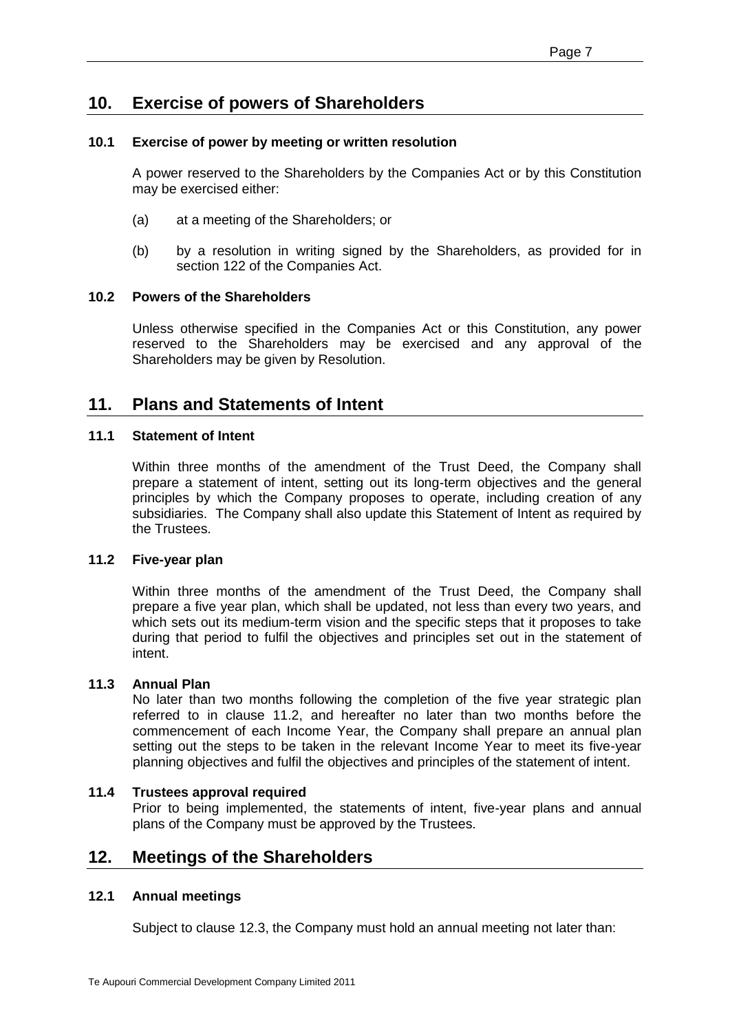## 10. Exercise of powers of Shareholders

### 10.1 Exercise of power by meeting or written resolution

A power reserved to the Shareholders by the Companies Act or by this Constitution may be exercised either:

(a) at a meeting of the Shareholders; or

(b) by a resolution in writing signed by the Shareholders, as provided for in section 122 of the Companies Act.

### 10.2 Powers of the Shareholders

Unless otherwise specified in the Companies Act or this Constitution, any power reserved to the Shareholders may be exercised and any approval of the Shareholders may be given by Resolution.

## 11. Plans and Statements of Intent

### 11.1 Statement of Intent

Within three months of the amendment of the Trust Deed, the Company shall prepare a statement of intent, setting out its long-term objectives and the general principles by which the Company proposes to operate, including creation of any subsidiaries. The Company shall also update this Statement of Intent as required by the Trustees.

### 11.2 Five-year plan

Within three months of the amendment of the Trust Deed, the Company shall prepare a five year plan, which shall be updated, not less than every two years, and which sets out its medium-term vision and the specific steps that it proposes to take during that period to fulfil the objectives and principles set out in the statement of intent.

### 11.3 Annual Plan

No later than two months following the completion of the five year strategic plan referred to in clause 11.2, and hereafter no later than two months before the commencement of each Income Year, the Company shall prepare an annual plan setting out the steps to be taken in the relevant Income Year to meet its five-year planning objectives and fulfil the objectives and principles of the statement of intent.

### 11.4 Trustees approval required

Prior to being implemented, the statements of intent, five-year plans and annual plans of the Company must be approved by the Trustees.

## 12. Meetings of the Shareholders

### 12.1 Annual meetings

Subject to clause 12.3, the Company must hold an annual meeting not later than: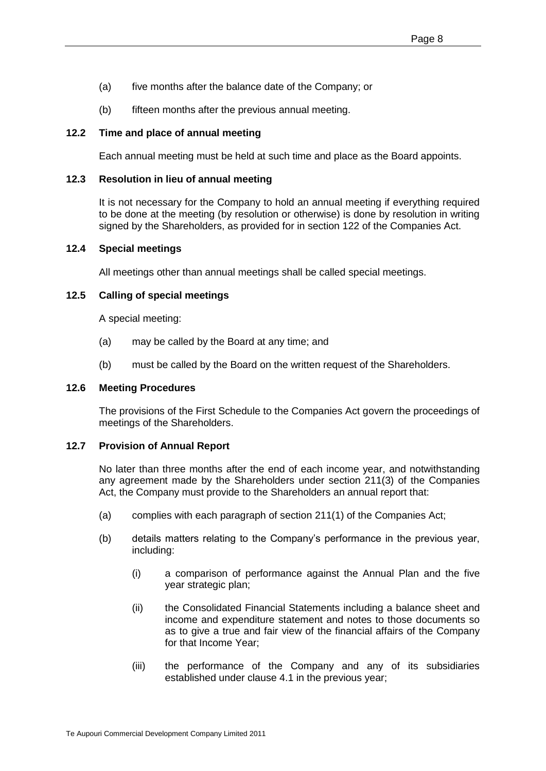(a) five months after the balance date of the Company; or

(b) fifteen months after the previous annual meeting.

### 12.2 Time and place of annual meeting

Each annual meeting must be held at such time and place as the Board appoints.

### 12.3 Resolution in lieu of annual meeting

It is not necessary for the Company to hold an annual meeting if everything required to be done at the meeting (by resolution or otherwise) is done by resolution in writing signed by the Shareholders, as provided for in section 122 of the Companies Act.

### 12.4 Special meetings

All meetings other than annual meetings shall be called special meetings.

### 12.5 Calling of special meetings

A special meeting:

(a) may be called by the Board at any time; and

(b) must be called by the Board on the written request of the Shareholders.

### 12.6 Meeting Procedures

The provisions of the First Schedule to the Companies Act govern the proceedings of meetings of the Shareholders.

### 12.7 Provision of Annual Report

No later than three months after the end of each income year, and notwithstanding any agreement made by the Shareholders under section 211(3) of the Companies Act, the Company must provide to the Shareholders an annual report that:

(a) complies with each paragraph of section 211(1) of the Companies Act;

(b) details matters relating to the Company's performance in the previous year, including:

  (i) a comparison of performance against the Annual Plan and the five year strategic plan;

  (ii) the Consolidated Financial Statements including a balance sheet and income and expenditure statement and notes to those documents so as to give a true and fair view of the financial affairs of the Company for that Income Year;

  (iii) the performance of the Company and any of its subsidiaries established under clause 4.1 in the previous year;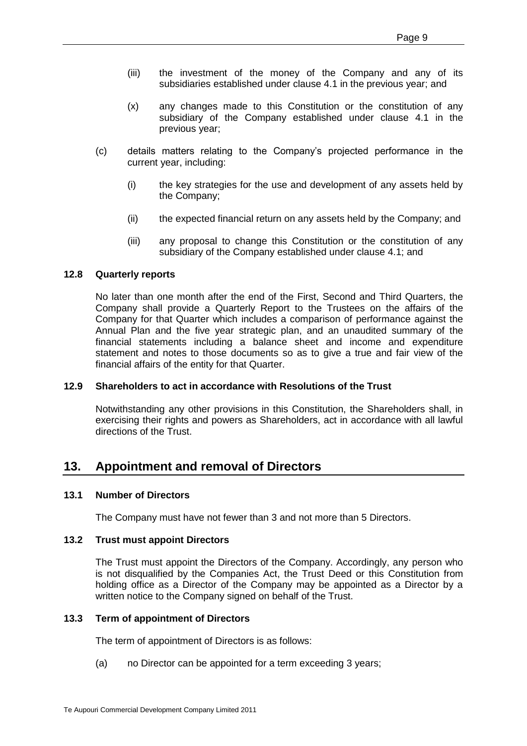(iii) the investment of the money of the Company and any of its subsidiaries established under clause 4.1 in the previous year; and

(x) any changes made to this Constitution or the constitution of any subsidiary of the Company established under clause 4.1 in the previous year;

(c) details matters relating to the Company's projected performance in the current year, including:

(i) the key strategies for the use and development of any assets held by the Company;

(ii) the expected financial return on any assets held by the Company; and

(iii) any proposal to change this Constitution or the constitution of any subsidiary of the Company established under clause 4.1; and

### 12.8 Quarterly reports

No later than one month after the end of the First, Second and Third Quarters, the Company shall provide a Quarterly Report to the Trustees on the affairs of the Company for that Quarter which includes a comparison of performance against the Annual Plan and the five year strategic plan, and an unaudited summary of the financial statements including a balance sheet and income and expenditure statement and notes to those documents so as to give a true and fair view of the financial affairs of the entity for that Quarter.

### 12.9 Shareholders to act in accordance with Resolutions of the Trust

Notwithstanding any other provisions in this Constitution, the Shareholders shall, in exercising their rights and powers as Shareholders, act in accordance with all lawful directions of the Trust.

## 13. Appointment and removal of Directors

### 13.1 Number of Directors

The Company must have not fewer than 3 and not more than 5 Directors.

### 13.2 Trust must appoint Directors

The Trust must appoint the Directors of the Company. Accordingly, any person who is not disqualified by the Companies Act, the Trust Deed or this Constitution from holding office as a Director of the Company may be appointed as a Director by a written notice to the Company signed on behalf of the Trust.

### 13.3 Term of appointment of Directors

The term of appointment of Directors is as follows:

(a) no Director can be appointed for a term exceeding 3 years;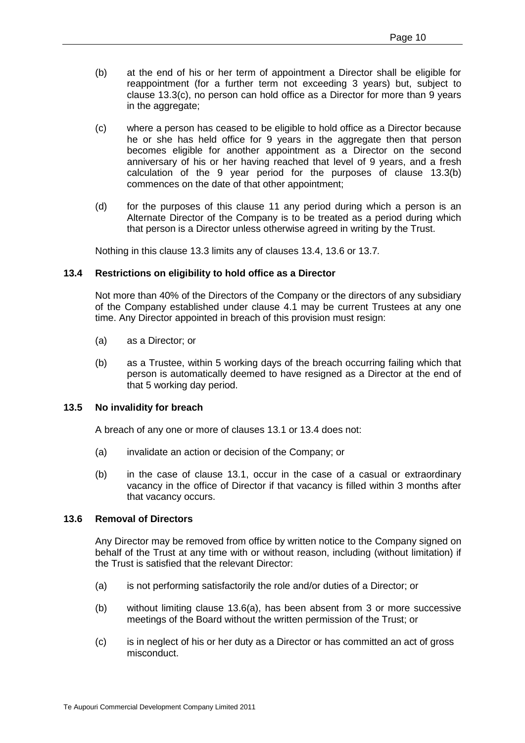(b) at the end of his or her term of appointment a Director shall be eligible for reappointment (for a further term not exceeding 3 years) but, subject to clause 13.3(c), no person can hold office as a Director for more than 9 years in the aggregate;

(c) where a person has ceased to be eligible to hold office as a Director because he or she has held office for 9 years in the aggregate then that person becomes eligible for another appointment as a Director on the second anniversary of his or her having reached that level of 9 years, and a fresh calculation of the 9 year period for the purposes of clause 13.3(b) commences on the date of that other appointment;

(d) for the purposes of this clause 11 any period during which a person is an Alternate Director of the Company is to be treated as a period during which that person is a Director unless otherwise agreed in writing by the Trust.

Nothing in this clause 13.3 limits any of clauses 13.4, 13.6 or 13.7*.*

### 13.4 Restrictions on eligibility to hold office as a Director

Not more than 40% of the Directors of the Company or the directors of any subsidiary of the Company established under clause 4.1 may be current Trustees at any one time. Any Director appointed in breach of this provision must resign:

(a) as a Director; or

(b) as a Trustee, within 5 working days of the breach occurring failing which that person is automatically deemed to have resigned as a Director at the end of that 5 working day period.

### 13.5 No invalidity for breach

A breach of any one or more of clauses 13.1 or 13.4 does not:

(a) invalidate an action or decision of the Company; or

(b) in the case of clause 13.1, occur in the case of a casual or extraordinary vacancy in the office of Director if that vacancy is filled within 3 months after that vacancy occurs.

### 13.6 Removal of Directors

Any Director may be removed from office by written notice to the Company signed on behalf of the Trust at any time with or without reason, including (without limitation) if the Trust is satisfied that the relevant Director:

(a) is not performing satisfactorily the role and/or duties of a Director; or

(b) without limiting clause 13.6(a), has been absent from 3 or more successive meetings of the Board without the written permission of the Trust; or

(c) is in neglect of his or her duty as a Director or has committed an act of gross misconduct.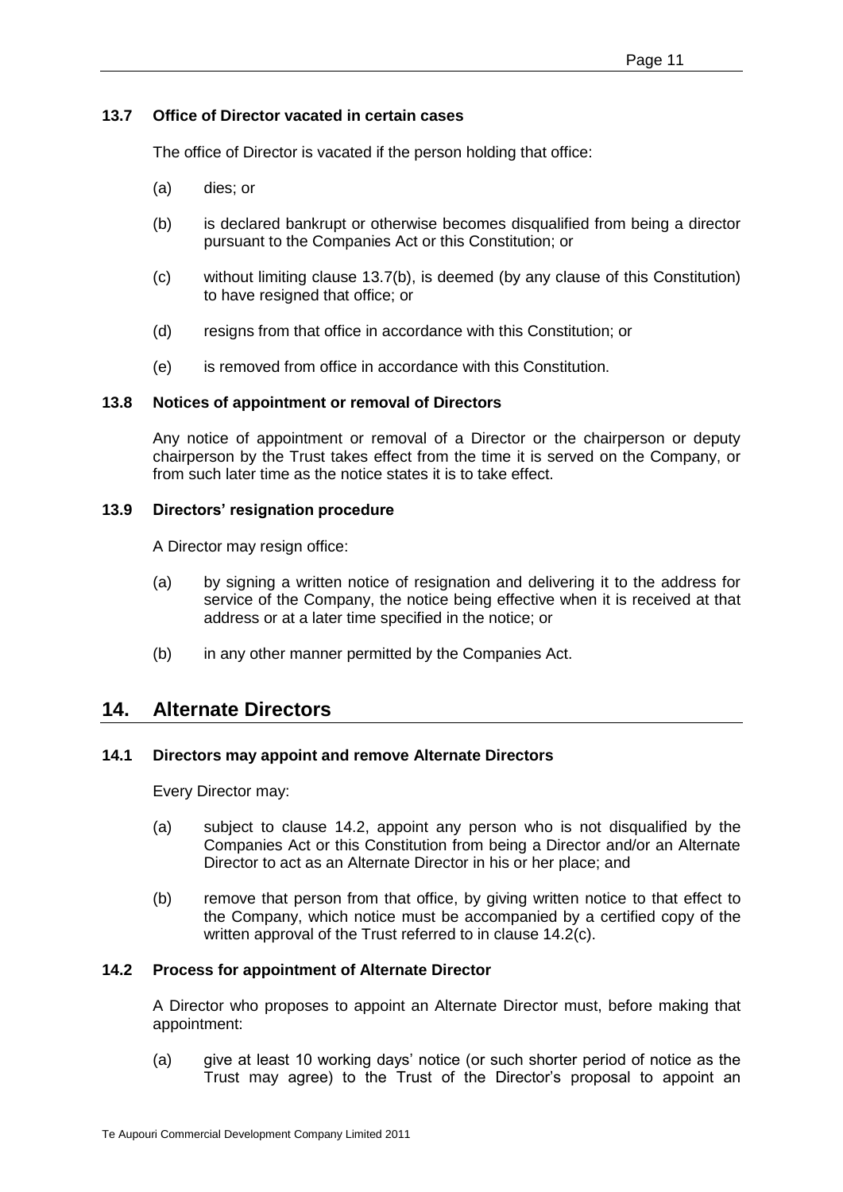### 13.7 Office of Director vacated in certain cases

The office of Director is vacated if the person holding that office:

(a) dies; or

(b) is declared bankrupt or otherwise becomes disqualified from being a director pursuant to the Companies Act or this Constitution; or

(c) without limiting clause 13.7(b), is deemed (by any clause of this Constitution) to have resigned that office; or

(d) resigns from that office in accordance with this Constitution; or

(e) is removed from office in accordance with this Constitution.

### 13.8 Notices of appointment or removal of Directors

Any notice of appointment or removal of a Director or the chairperson or deputy chairperson by the Trust takes effect from the time it is served on the Company, or from such later time as the notice states it is to take effect.

### 13.9 Directors' resignation procedure

A Director may resign office:

(a) by signing a written notice of resignation and delivering it to the address for service of the Company, the notice being effective when it is received at that address or at a later time specified in the notice; or

(b) in any other manner permitted by the Companies Act.

## 14. Alternate Directors

### 14.1 Directors may appoint and remove Alternate Directors

Every Director may:

(a) subject to clause 14.2, appoint any person who is not disqualified by the Companies Act or this Constitution from being a Director and/or an Alternate Director to act as an Alternate Director in his or her place; and

(b) remove that person from that office, by giving written notice to that effect to the Company, which notice must be accompanied by a certified copy of the written approval of the Trust referred to in clause 14.2(c).

### 14.2 Process for appointment of Alternate Director

A Director who proposes to appoint an Alternate Director must, before making that appointment:

(a) give at least 10 working days' notice (or such shorter period of notice as the Trust may agree) to the Trust of the Director's proposal to appoint an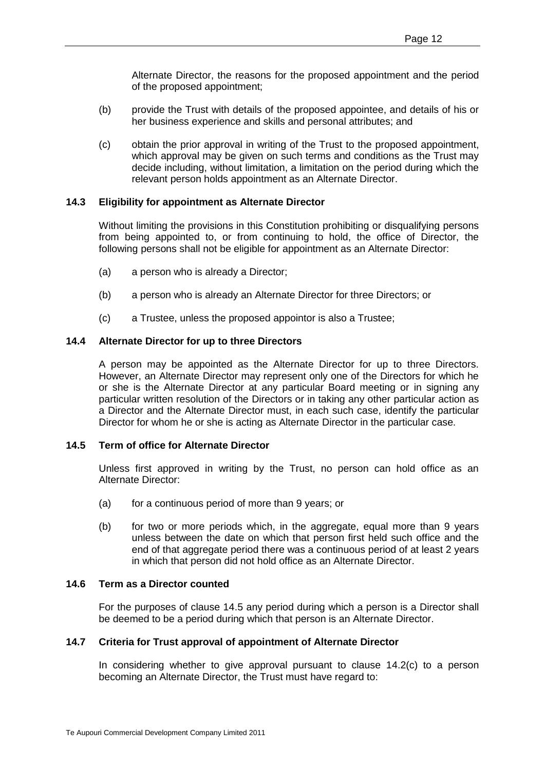Alternate Director, the reasons for the proposed appointment and the period of the proposed appointment;

(b) provide the Trust with details of the proposed appointee, and details of his or her business experience and skills and personal attributes; and

(c) obtain the prior approval in writing of the Trust to the proposed appointment, which approval may be given on such terms and conditions as the Trust may decide including, without limitation, a limitation on the period during which the relevant person holds appointment as an Alternate Director.

### 14.3 Eligibility for appointment as Alternate Director

Without limiting the provisions in this Constitution prohibiting or disqualifying persons from being appointed to, or from continuing to hold, the office of Director, the following persons shall not be eligible for appointment as an Alternate Director:

(a) a person who is already a Director;

(b) a person who is already an Alternate Director for three Directors; or

(c) a Trustee, unless the proposed appointor is also a Trustee;

### 14.4 Alternate Director for up to three Directors

A person may be appointed as the Alternate Director for up to three Directors. However, an Alternate Director may represent only one of the Directors for which he or she is the Alternate Director at any particular Board meeting or in signing any particular written resolution of the Directors or in taking any other particular action as a Director and the Alternate Director must, in each such case, identify the particular Director for whom he or she is acting as Alternate Director in the particular case.

### 14.5 Term of office for Alternate Director

Unless first approved in writing by the Trust, no person can hold office as an Alternate Director:

(a) for a continuous period of more than 9 years; or

(b) for two or more periods which, in the aggregate, equal more than 9 years unless between the date on which that person first held such office and the end of that aggregate period there was a continuous period of at least 2 years in which that person did not hold office as an Alternate Director.

### 14.6 Term as a Director counted

For the purposes of clause 14.5 any period during which a person is a Director shall be deemed to be a period during which that person is an Alternate Director.

### 14.7 Criteria for Trust approval of appointment of Alternate Director

In considering whether to give approval pursuant to clause 14.2(c) to a person becoming an Alternate Director, the Trust must have regard to: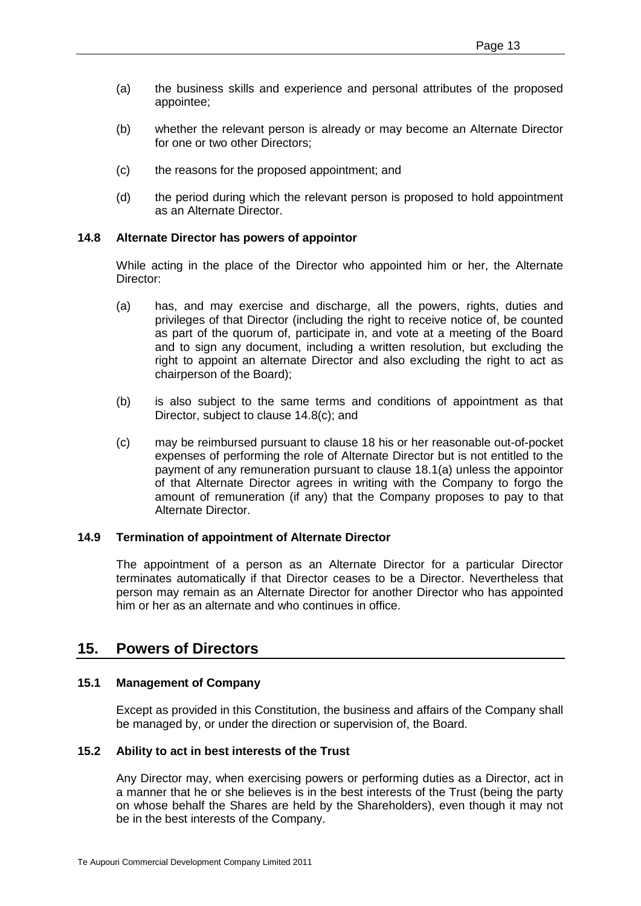(a) the business skills and experience and personal attributes of the proposed appointee;

(b) whether the relevant person is already or may become an Alternate Director for one or two other Directors;

(c) the reasons for the proposed appointment; and

(d) the period during which the relevant person is proposed to hold appointment as an Alternate Director.

### 14.8 Alternate Director has powers of appointor

While acting in the place of the Director who appointed him or her, the Alternate Director:

(a) has, and may exercise and discharge, all the powers, rights, duties and privileges of that Director (including the right to receive notice of, be counted as part of the quorum of, participate in, and vote at a meeting of the Board and to sign any document, including a written resolution, but excluding the right to appoint an alternate Director and also excluding the right to act as chairperson of the Board);

(b) is also subject to the same terms and conditions of appointment as that Director, subject to clause 14.8(c); and

(c) may be reimbursed pursuant to clause 18 his or her reasonable out-of-pocket expenses of performing the role of Alternate Director but is not entitled to the payment of any remuneration pursuant to clause 18.1(a) unless the appointor of that Alternate Director agrees in writing with the Company to forgo the amount of remuneration (if any) that the Company proposes to pay to that Alternate Director.

### 14.9 Termination of appointment of Alternate Director

The appointment of a person as an Alternate Director for a particular Director terminates automatically if that Director ceases to be a Director. Nevertheless that person may remain as an Alternate Director for another Director who has appointed him or her as an alternate and who continues in office.

## 15. Powers of Directors

### 15.1 Management of Company

Except as provided in this Constitution, the business and affairs of the Company shall be managed by, or under the direction or supervision of, the Board.

### 15.2 Ability to act in best interests of the Trust

Any Director may, when exercising powers or performing duties as a Director, act in a manner that he or she believes is in the best interests of the Trust (being the party on whose behalf the Shares are held by the Shareholders), even though it may not be in the best interests of the Company.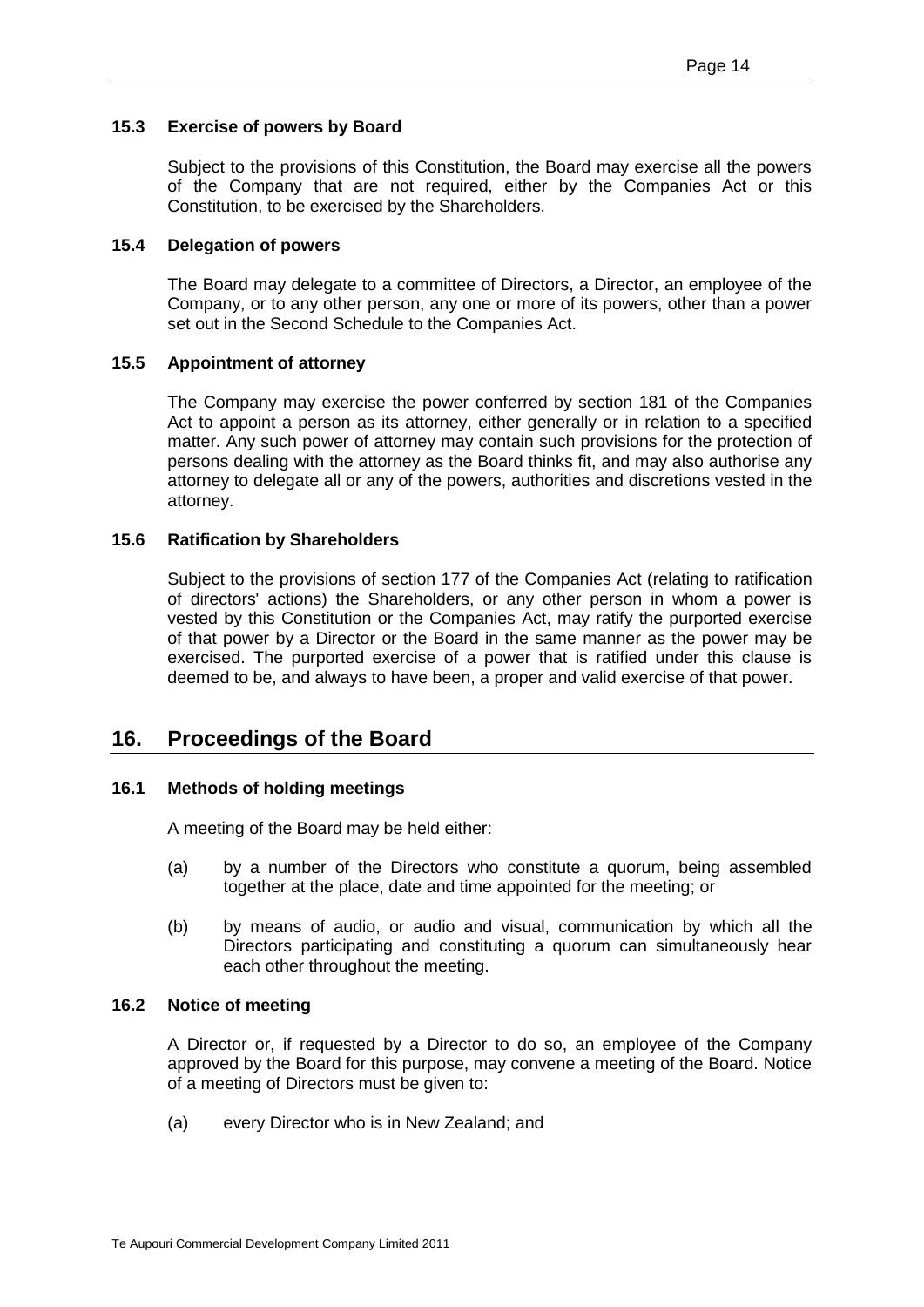### 15.3 Exercise of powers by Board

Subject to the provisions of this Constitution, the Board may exercise all the powers of the Company that are not required, either by the Companies Act or this Constitution, to be exercised by the Shareholders.

### 15.4 Delegation of powers

The Board may delegate to a committee of Directors, a Director, an employee of the Company, or to any other person, any one or more of its powers, other than a power set out in the Second Schedule to the Companies Act.

### 15.5 Appointment of attorney

The Company may exercise the power conferred by section 181 of the Companies Act to appoint a person as its attorney, either generally or in relation to a specified matter. Any such power of attorney may contain such provisions for the protection of persons dealing with the attorney as the Board thinks fit, and may also authorise any attorney to delegate all or any of the powers, authorities and discretions vested in the attorney.

### 15.6 Ratification by Shareholders

Subject to the provisions of section 177 of the Companies Act (relating to ratification of directors' actions) the Shareholders, or any other person in whom a power is vested by this Constitution or the Companies Act, may ratify the purported exercise of that power by a Director or the Board in the same manner as the power may be exercised. The purported exercise of a power that is ratified under this clause is deemed to be, and always to have been, a proper and valid exercise of that power.

## 16. Proceedings of the Board

### 16.1 Methods of holding meetings

A meeting of the Board may be held either:

(a) by a number of the Directors who constitute a quorum, being assembled together at the place, date and time appointed for the meeting; or

(b) by means of audio, or audio and visual, communication by which all the Directors participating and constituting a quorum can simultaneously hear each other throughout the meeting.

### 16.2 Notice of meeting

A Director or, if requested by a Director to do so, an employee of the Company approved by the Board for this purpose, may convene a meeting of the Board. Notice of a meeting of Directors must be given to:

(a) every Director who is in New Zealand; and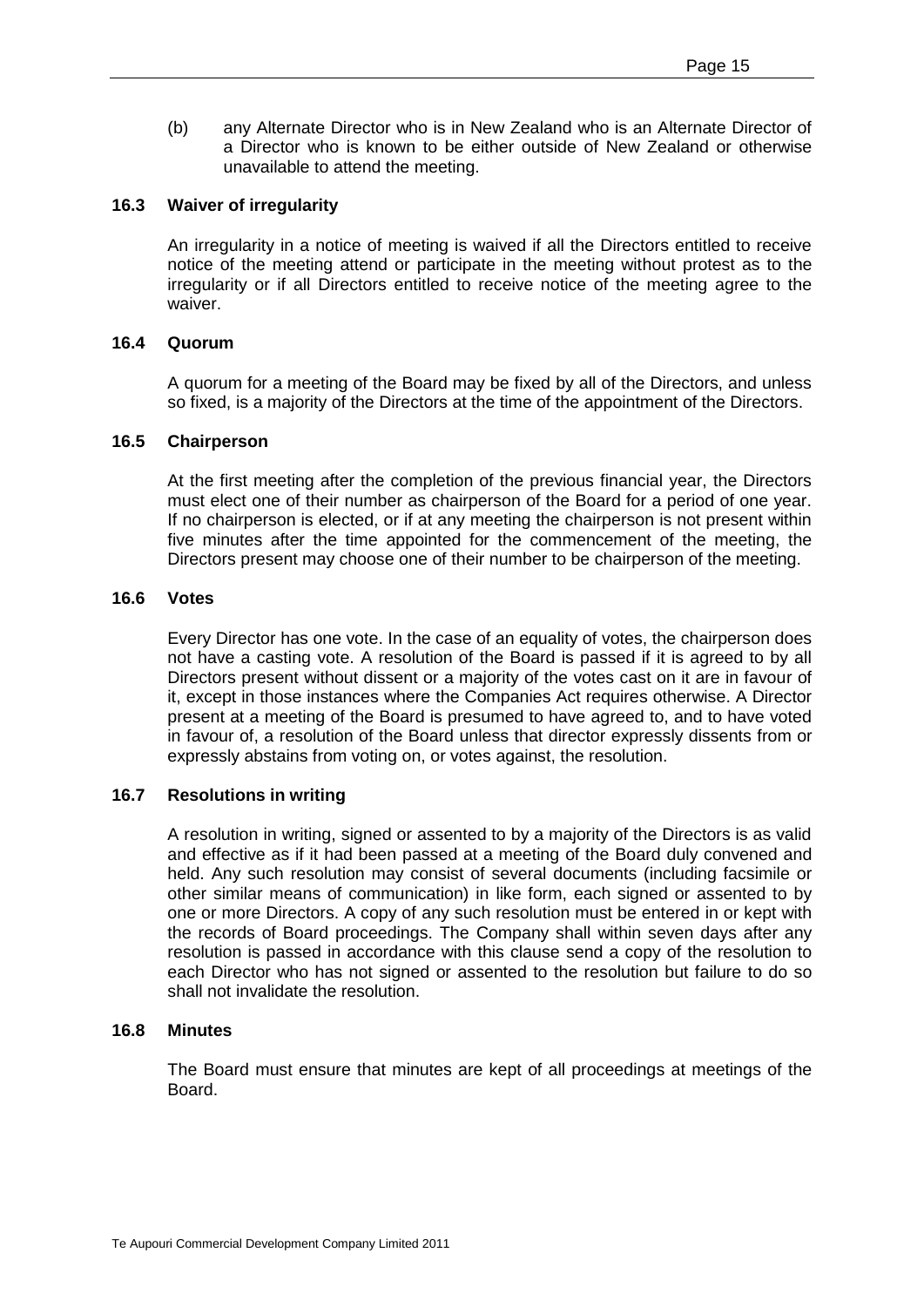(b) any Alternate Director who is in New Zealand who is an Alternate Director of a Director who is known to be either outside of New Zealand or otherwise unavailable to attend the meeting.

### 16.3 Waiver of irregularity

An irregularity in a notice of meeting is waived if all the Directors entitled to receive notice of the meeting attend or participate in the meeting without protest as to the irregularity or if all Directors entitled to receive notice of the meeting agree to the waiver.

### 16.4 Quorum

A quorum for a meeting of the Board may be fixed by all of the Directors, and unless so fixed, is a majority of the Directors at the time of the appointment of the Directors.

### 16.5 Chairperson

At the first meeting after the completion of the previous financial year, the Directors must elect one of their number as chairperson of the Board for a period of one year. If no chairperson is elected, or if at any meeting the chairperson is not present within five minutes after the time appointed for the commencement of the meeting, the Directors present may choose one of their number to be chairperson of the meeting.

### 16.6 Votes

Every Director has one vote. In the case of an equality of votes, the chairperson does not have a casting vote. A resolution of the Board is passed if it is agreed to by all Directors present without dissent or a majority of the votes cast on it are in favour of it, except in those instances where the Companies Act requires otherwise. A Director present at a meeting of the Board is presumed to have agreed to, and to have voted in favour of, a resolution of the Board unless that director expressly dissents from or expressly abstains from voting on, or votes against, the resolution.

### 16.7 Resolutions in writing

A resolution in writing, signed or assented to by a majority of the Directors is as valid and effective as if it had been passed at a meeting of the Board duly convened and held. Any such resolution may consist of several documents (including facsimile or other similar means of communication) in like form, each signed or assented to by one or more Directors. A copy of any such resolution must be entered in or kept with the records of Board proceedings. The Company shall within seven days after any resolution is passed in accordance with this clause send a copy of the resolution to each Director who has not signed or assented to the resolution but failure to do so shall not invalidate the resolution.

### 16.8 Minutes

The Board must ensure that minutes are kept of all proceedings at meetings of the Board.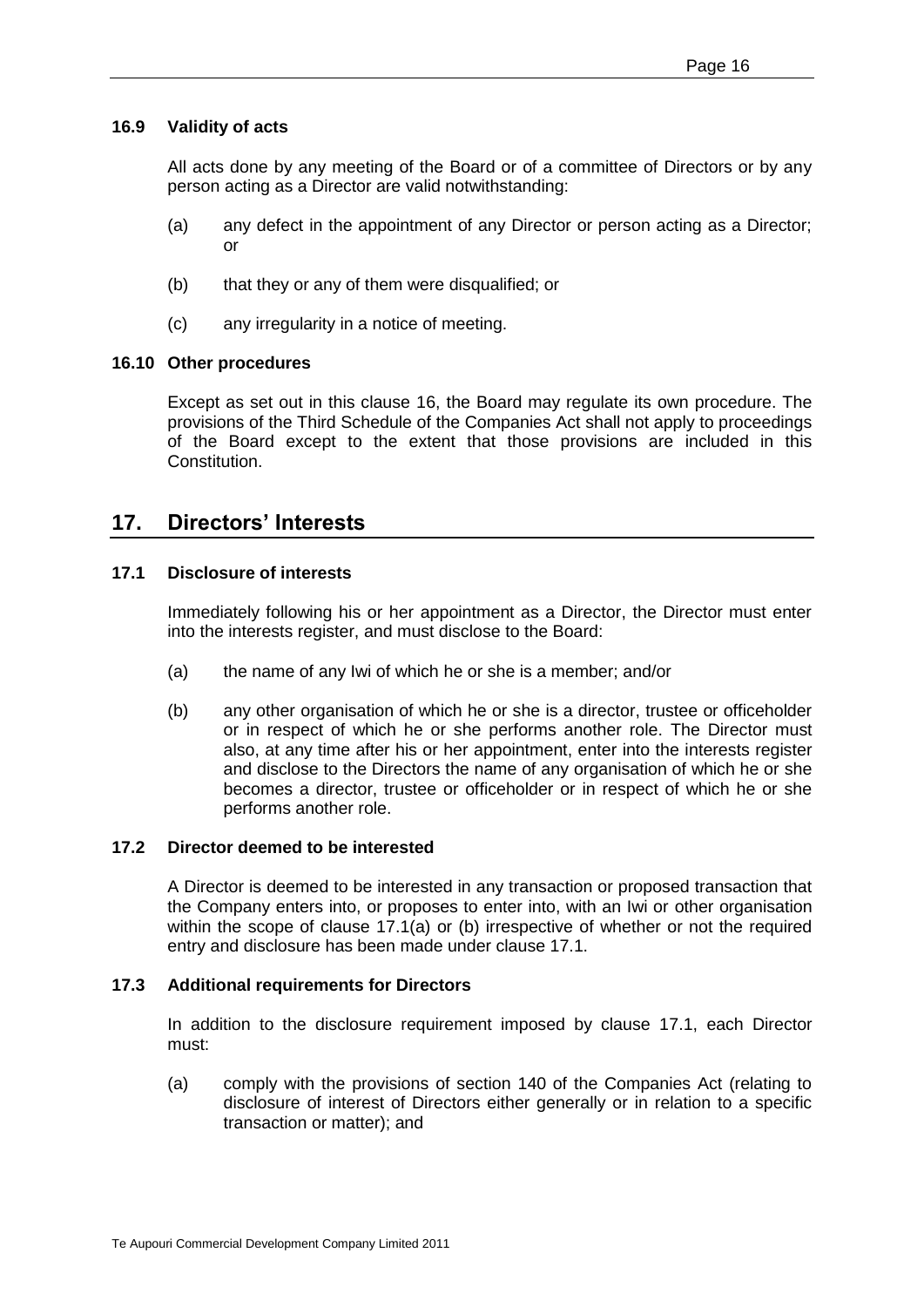### 16.9 Validity of acts

All acts done by any meeting of the Board or of a committee of Directors or by any person acting as a Director are valid notwithstanding:

(a) any defect in the appointment of any Director or person acting as a Director; or

(b) that they or any of them were disqualified; or

(c) any irregularity in a notice of meeting.

### 16.10 Other procedures

Except as set out in this clause 16, the Board may regulate its own procedure. The provisions of the Third Schedule of the Companies Act shall not apply to proceedings of the Board except to the extent that those provisions are included in this Constitution.

## 17. Directors' Interests

### 17.1 Disclosure of interests

Immediately following his or her appointment as a Director, the Director must enter into the interests register, and must disclose to the Board:

(a) the name of any Iwi of which he or she is a member; and/or

(b) any other organisation of which he or she is a director, trustee or officeholder or in respect of which he or she performs another role. The Director must also, at any time after his or her appointment, enter into the interests register and disclose to the Directors the name of any organisation of which he or she becomes a director, trustee or officeholder or in respect of which he or she performs another role.

### 17.2 Director deemed to be interested

A Director is deemed to be interested in any transaction or proposed transaction that the Company enters into, or proposes to enter into, with an Iwi or other organisation within the scope of clause 17.1(a) or (b) irrespective of whether or not the required entry and disclosure has been made under clause 17.1.

### 17.3 Additional requirements for Directors

In addition to the disclosure requirement imposed by clause 17.1, each Director must:

(a) comply with the provisions of section 140 of the Companies Act (relating to disclosure of interest of Directors either generally or in relation to a specific transaction or matter); and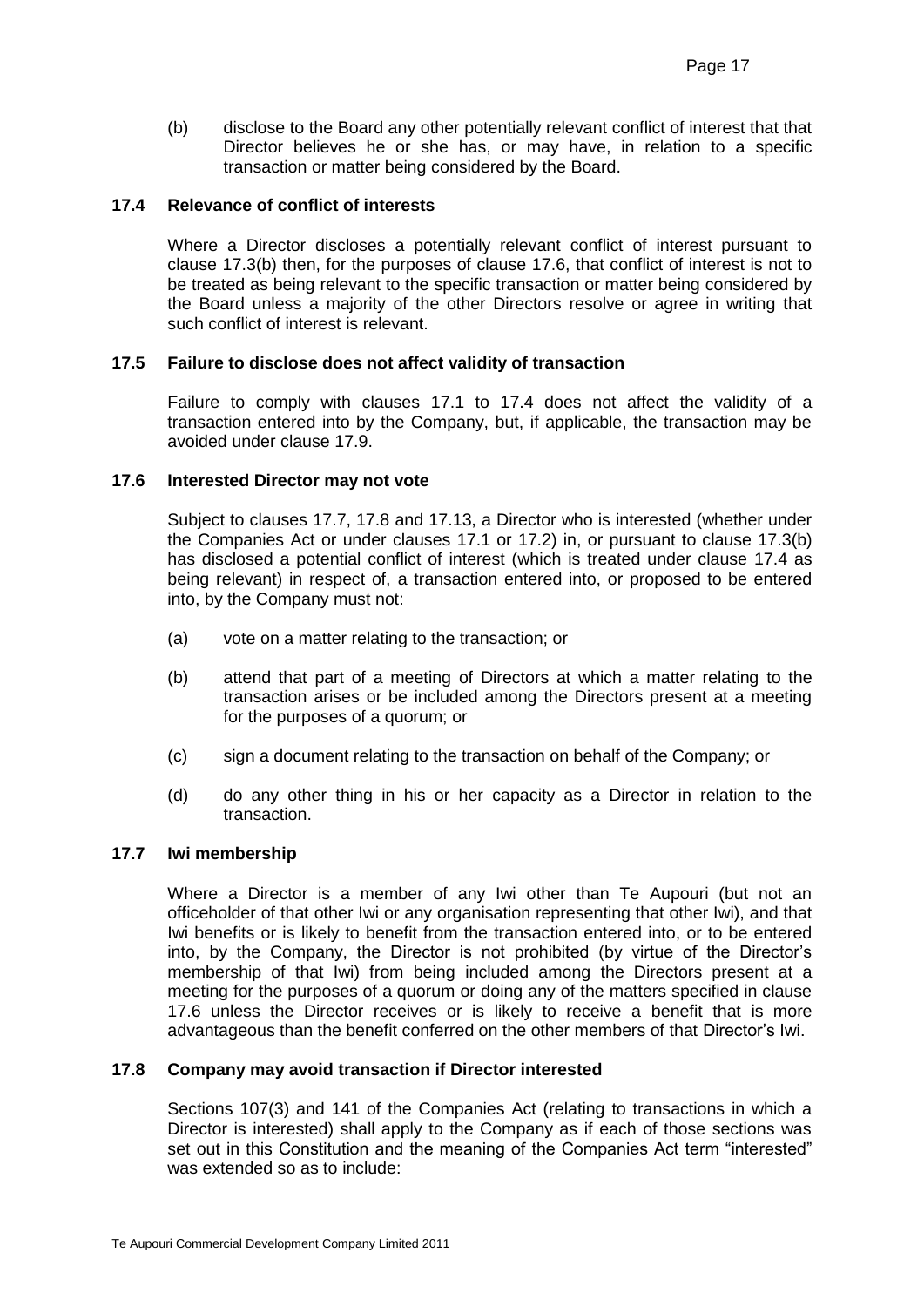(b) disclose to the Board any other potentially relevant conflict of interest that that Director believes he or she has, or may have, in relation to a specific transaction or matter being considered by the Board.

### 17.4 Relevance of conflict of interests

Where a Director discloses a potentially relevant conflict of interest pursuant to clause 17.3(b) then, for the purposes of clause 17.6, that conflict of interest is not to be treated as being relevant to the specific transaction or matter being considered by the Board unless a majority of the other Directors resolve or agree in writing that such conflict of interest is relevant.

### 17.5 Failure to disclose does not affect validity of transaction

Failure to comply with clauses 17.1 to 17.4 does not affect the validity of a transaction entered into by the Company, but, if applicable, the transaction may be avoided under clause 17.9.

### 17.6 Interested Director may not vote

Subject to clauses 17.7, 17.8 and 17.13, a Director who is interested (whether under the Companies Act or under clauses 17.1 or 17.2) in, or pursuant to clause 17.3(b) has disclosed a potential conflict of interest (which is treated under clause 17.4 as being relevant) in respect of, a transaction entered into, or proposed to be entered into, by the Company must not:

(a) vote on a matter relating to the transaction; or

(b) attend that part of a meeting of Directors at which a matter relating to the transaction arises or be included among the Directors present at a meeting for the purposes of a quorum; or

(c) sign a document relating to the transaction on behalf of the Company; or

(d) do any other thing in his or her capacity as a Director in relation to the transaction.

### 17.7 Iwi membership

Where a Director is a member of any Iwi other than Te Aupouri (but not an officeholder of that other Iwi or any organisation representing that other Iwi), and that Iwi benefits or is likely to benefit from the transaction entered into, or to be entered into, by the Company, the Director is not prohibited (by virtue of the Director's membership of that Iwi) from being included among the Directors present at a meeting for the purposes of a quorum or doing any of the matters specified in clause 17.6 unless the Director receives or is likely to receive a benefit that is more advantageous than the benefit conferred on the other members of that Director's Iwi.

### 17.8 Company may avoid transaction if Director interested

Sections 107(3) and 141 of the Companies Act (relating to transactions in which a Director is interested) shall apply to the Company as if each of those sections was set out in this Constitution and the meaning of the Companies Act term "interested" was extended so as to include: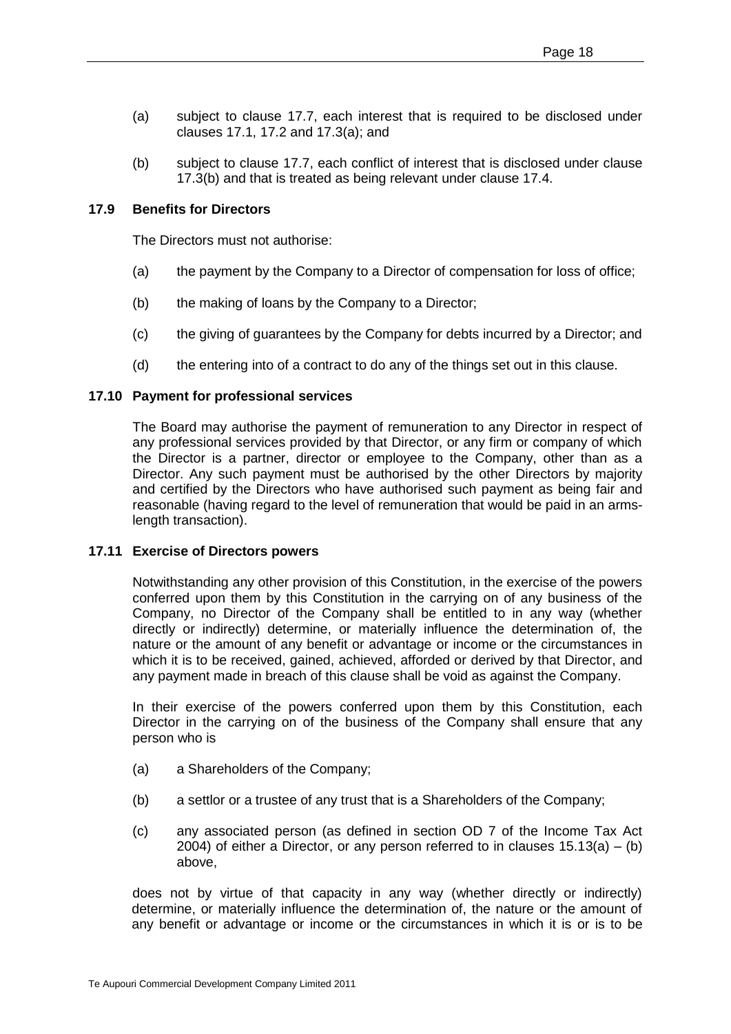(a) subject to clause 17.7, each interest that is required to be disclosed under clauses 17.1, 17.2 and 17.3(a); and

(b) subject to clause 17.7, each conflict of interest that is disclosed under clause 17.3(b) and that is treated as being relevant under clause 17.4.

### 17.9 Benefits for Directors

The Directors must not authorise:

(a) the payment by the Company to a Director of compensation for loss of office;

(b) the making of loans by the Company to a Director;

(c) the giving of guarantees by the Company for debts incurred by a Director; and

(d) the entering into of a contract to do any of the things set out in this clause.

### 17.10 Payment for professional services

The Board may authorise the payment of remuneration to any Director in respect of any professional services provided by that Director, or any firm or company of which the Director is a partner, director or employee to the Company, other than as a Director. Any such payment must be authorised by the other Directors by majority and certified by the Directors who have authorised such payment as being fair and reasonable (having regard to the level of remuneration that would be paid in an arms-length transaction).

### 17.11 Exercise of Directors powers

Notwithstanding any other provision of this Constitution, in the exercise of the powers conferred upon them by this Constitution in the carrying on of any business of the Company, no Director of the Company shall be entitled to in any way (whether directly or indirectly) determine, or materially influence the determination of, the nature or the amount of any benefit or advantage or income or the circumstances in which it is to be received, gained, achieved, afforded or derived by that Director, and any payment made in breach of this clause shall be void as against the Company.

In their exercise of the powers conferred upon them by this Constitution, each Director in the carrying on of the business of the Company shall ensure that any person who is

(a) a Shareholders of the Company;

(b) a settlor or a trustee of any trust that is a Shareholders of the Company;

(c) any associated person (as defined in section OD 7 of the Income Tax Act 2004) of either a Director, or any person referred to in clauses 15.13(a) – (b) above,

does not by virtue of that capacity in any way (whether directly or indirectly) determine, or materially influence the determination of, the nature or the amount of any benefit or advantage or income or the circumstances in which it is or is to be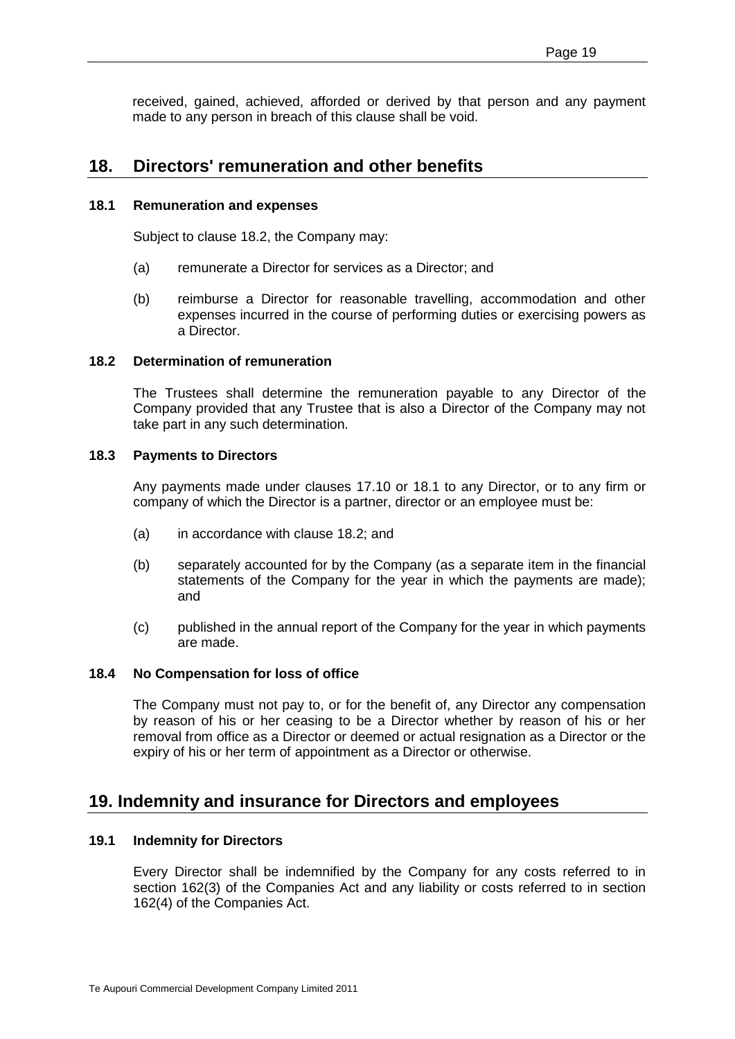received, gained, achieved, afforded or derived by that person and any payment made to any person in breach of this clause shall be void.

## 18. Directors' remuneration and other benefits

### 18.1 Remuneration and expenses

Subject to clause 18.2, the Company may:

(a) remunerate a Director for services as a Director; and

(b) reimburse a Director for reasonable travelling, accommodation and other expenses incurred in the course of performing duties or exercising powers as a Director.

### 18.2 Determination of remuneration

The Trustees shall determine the remuneration payable to any Director of the Company provided that any Trustee that is also a Director of the Company may not take part in any such determination.

### 18.3 Payments to Directors

Any payments made under clauses 17.10 or 18.1 to any Director, or to any firm or company of which the Director is a partner, director or an employee must be:

(a) in accordance with clause 18.2; and

(b) separately accounted for by the Company (as a separate item in the financial statements of the Company for the year in which the payments are made); and

(c) published in the annual report of the Company for the year in which payments are made.

### 18.4 No Compensation for loss of office

The Company must not pay to, or for the benefit of, any Director any compensation by reason of his or her ceasing to be a Director whether by reason of his or her removal from office as a Director or deemed or actual resignation as a Director or the expiry of his or her term of appointment as a Director or otherwise.

## 19. Indemnity and insurance for Directors and employees

### 19.1 Indemnity for Directors

Every Director shall be indemnified by the Company for any costs referred to in section 162(3) of the Companies Act and any liability or costs referred to in section 162(4) of the Companies Act.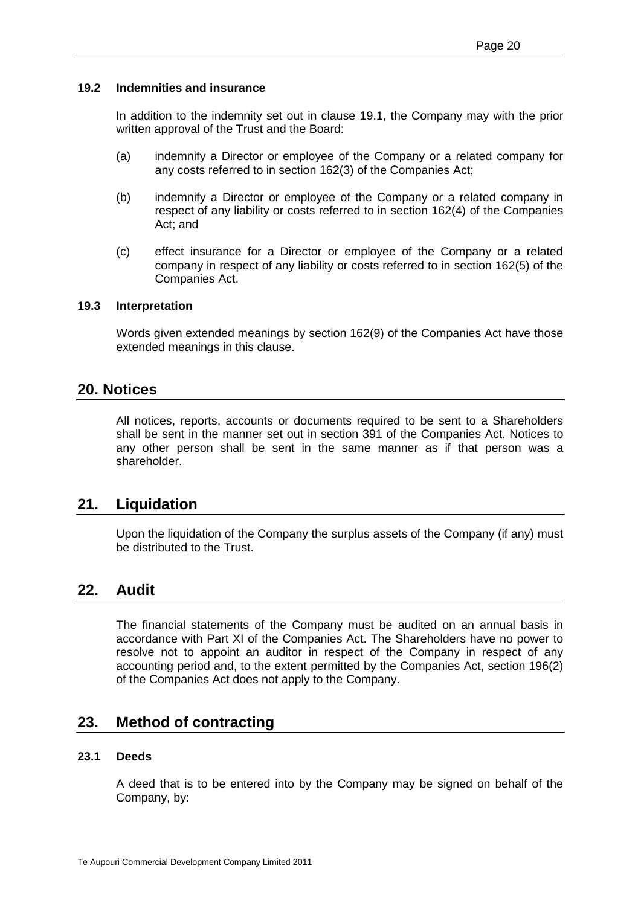### 19.2 Indemnities and insurance

In addition to the indemnity set out in clause 19.1, the Company may with the prior written approval of the Trust and the Board:

(a) indemnify a Director or employee of the Company or a related company for any costs referred to in section 162(3) of the Companies Act;

(b) indemnify a Director or employee of the Company or a related company in respect of any liability or costs referred to in section 162(4) of the Companies Act; and

(c) effect insurance for a Director or employee of the Company or a related company in respect of any liability or costs referred to in section 162(5) of the Companies Act.

### 19.3 Interpretation

Words given extended meanings by section 162(9) of the Companies Act have those extended meanings in this clause.

## 20. Notices

All notices, reports, accounts or documents required to be sent to a Shareholders shall be sent in the manner set out in section 391 of the Companies Act. Notices to any other person shall be sent in the same manner as if that person was a shareholder.

## 21. Liquidation

Upon the liquidation of the Company the surplus assets of the Company (if any) must be distributed to the Trust.

## 22. Audit

The financial statements of the Company must be audited on an annual basis in accordance with Part XI of the Companies Act. The Shareholders have no power to resolve not to appoint an auditor in respect of the Company in respect of any accounting period and, to the extent permitted by the Companies Act, section 196(2) of the Companies Act does not apply to the Company.

## 23. Method of contracting

### 23.1 Deeds

A deed that is to be entered into by the Company may be signed on behalf of the Company, by: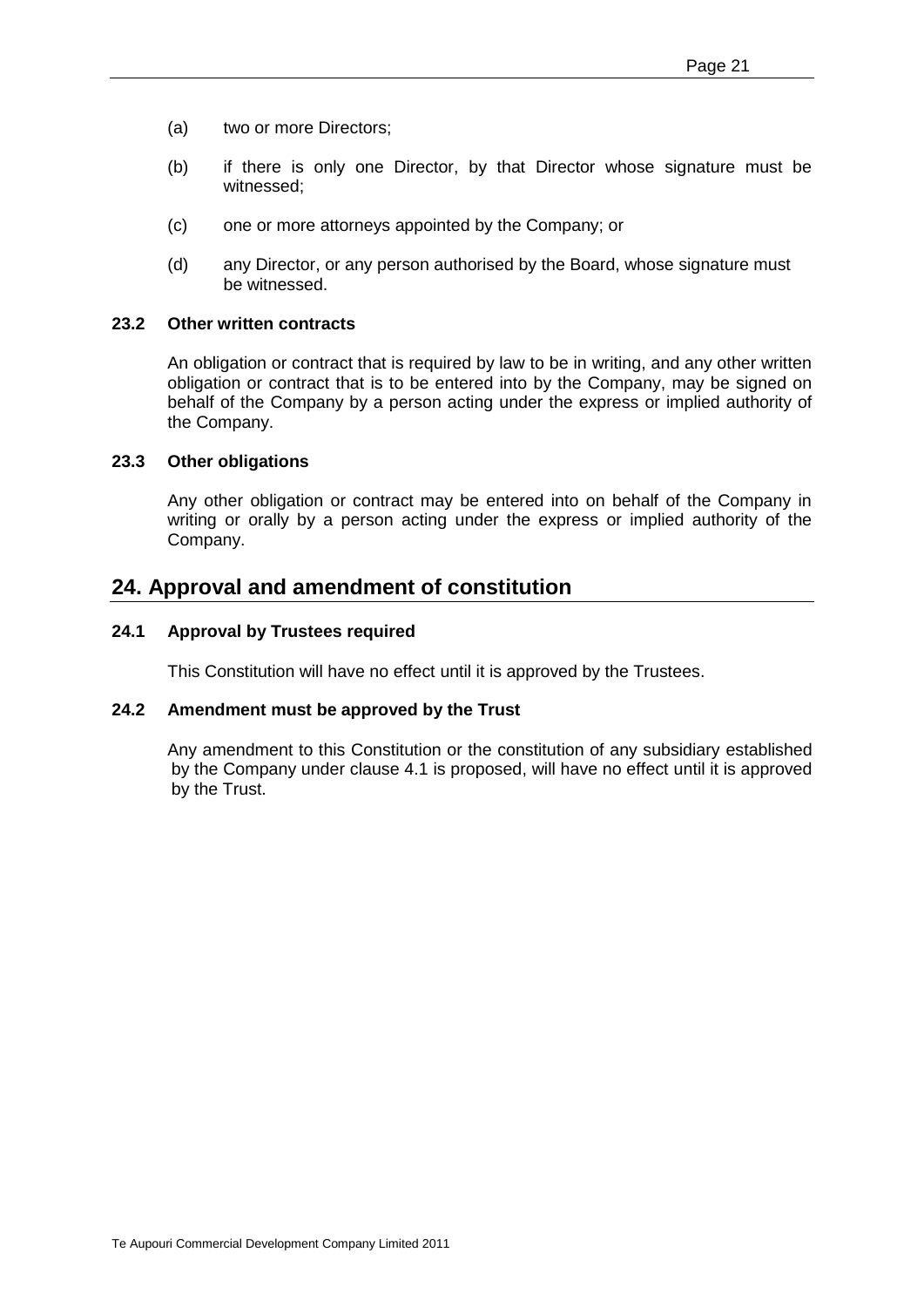(a) two or more Directors;

(b) if there is only one Director, by that Director whose signature must be witnessed;

(c) one or more attorneys appointed by the Company; or

(d) any Director, or any person authorised by the Board, whose signature must be witnessed.

### 23.2 Other written contracts

An obligation or contract that is required by law to be in writing, and any other written obligation or contract that is to be entered into by the Company, may be signed on behalf of the Company by a person acting under the express or implied authority of the Company.

### 23.3 Other obligations

Any other obligation or contract may be entered into on behalf of the Company in writing or orally by a person acting under the express or implied authority of the Company.

## 24. Approval and amendment of constitution

### 24.1 Approval by Trustees required

This Constitution will have no effect until it is approved by the Trustees.

### 24.2 Amendment must be approved by the Trust

Any amendment to this Constitution or the constitution of any subsidiary established by the Company under clause 4.1 is proposed, will have no effect until it is approved by the Trust.